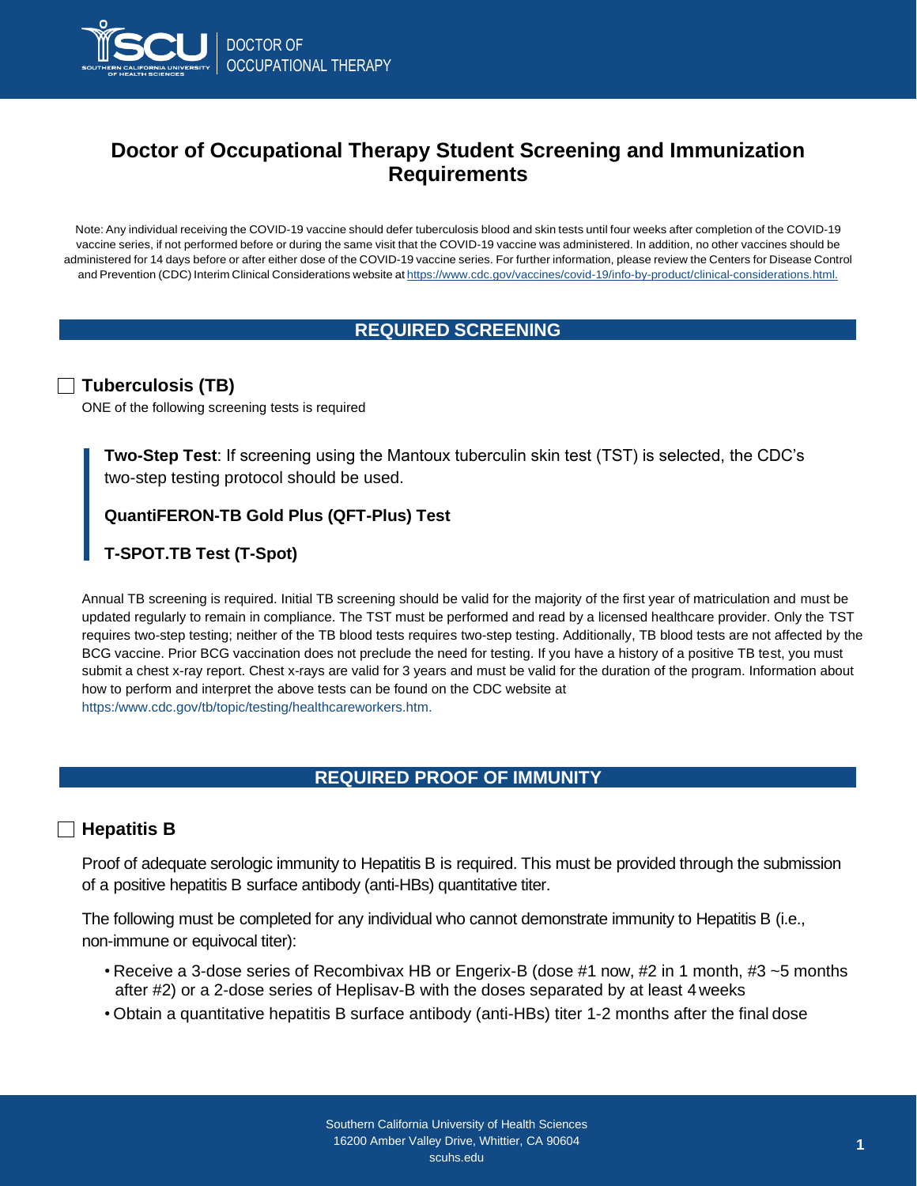DOCTOR OF OCCUPATIONAL THERAPY

# Doctor of Occupational Therapy Student Screening and Immunization Requirements

Note: Any individual receiving the COVID-19 vaccine should defer tuberculosis blood and skin tests until four weeks after completion of the COVID-19 vaccine series, if not performed before or during the same visit that the COVID-19 vaccine was administered. In addition, no other vaccines should be administered for 14 days before or after either dose of the COVID-19 vaccine series. For further information, please review the Centers for Disease Control and Prevention (CDC) Interim Clinical Considerations website at https://www.cdc.gov/vaccines/covid-19/info-by-product/clinical-considerations.html.

## REQUIRED SCREENING

### ☐ Tuberculosis (TB)

ONE of the following screening tests is required

> **Two-Step Test**: If screening using the Mantoux tuberculin skin test (TST) is selected, the CDC's two-step testing protocol should be used.
>
> **QuantiFERON-TB Gold Plus (QFT-Plus) Test**
>
> **T-SPOT.TB Test (T-Spot)**

Annual TB screening is required. Initial TB screening should be valid for the majority of the first year of matriculation and must be updated regularly to remain in compliance. The TST must be performed and read by a licensed healthcare provider. Only the TST requires two-step testing; neither of the TB blood tests requires two-step testing. Additionally, TB blood tests are not affected by the BCG vaccine. Prior BCG vaccination does not preclude the need for testing. If you have a history of a positive TB test, you must submit a chest x-ray report. Chest x-rays are valid for 3 years and must be valid for the duration of the program. Information about how to perform and interpret the above tests can be found on the CDC website at https:/www.cdc.gov/tb/topic/testing/healthcareworkers.htm.

## REQUIRED PROOF OF IMMUNITY

### ☐ Hepatitis B

Proof of adequate serologic immunity to Hepatitis B is required. This must be provided through the submission of a positive hepatitis B surface antibody (anti-HBs) quantitative titer.

The following must be completed for any individual who cannot demonstrate immunity to Hepatitis B (i.e., non-immune or equivocal titer):

- Receive a 3-dose series of Recombivax HB or Engerix-B (dose #1 now, #2 in 1 month, #3 ~5 months after #2) or a 2-dose series of Heplisav-B with the doses separated by at least 4 weeks
- Obtain a quantitative hepatitis B surface antibody (anti-HBs) titer 1-2 months after the final dose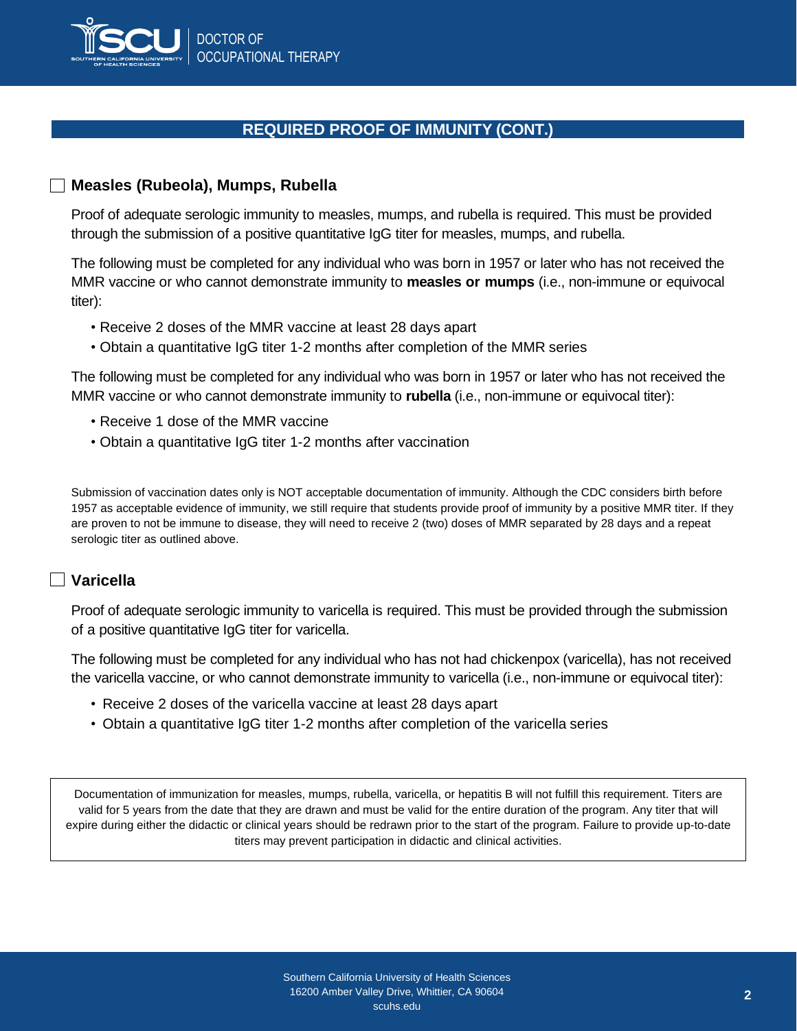## REQUIRED PROOF OF IMMUNITY (CONT.)

### ☐ Measles (Rubeola), Mumps, Rubella

Proof of adequate serologic immunity to measles, mumps, and rubella is required. This must be provided through the submission of a positive quantitative IgG titer for measles, mumps, and rubella.

The following must be completed for any individual who was born in 1957 or later who has not received the MMR vaccine or who cannot demonstrate immunity to **measles or mumps** (i.e., non-immune or equivocal titer):

- Receive 2 doses of the MMR vaccine at least 28 days apart
- Obtain a quantitative IgG titer 1-2 months after completion of the MMR series

The following must be completed for any individual who was born in 1957 or later who has not received the MMR vaccine or who cannot demonstrate immunity to **rubella** (i.e., non-immune or equivocal titer):

- Receive 1 dose of the MMR vaccine
- Obtain a quantitative IgG titer 1-2 months after vaccination

Submission of vaccination dates only is NOT acceptable documentation of immunity. Although the CDC considers birth before 1957 as acceptable evidence of immunity, we still require that students provide proof of immunity by a positive MMR titer. If they are proven to not be immune to disease, they will need to receive 2 (two) doses of MMR separated by 28 days and a repeat serologic titer as outlined above.

### ☐ Varicella

Proof of adequate serologic immunity to varicella is required. This must be provided through the submission of a positive quantitative IgG titer for varicella.

The following must be completed for any individual who has not had chickenpox (varicella), has not received the varicella vaccine, or who cannot demonstrate immunity to varicella (i.e., non-immune or equivocal titer):

- Receive 2 doses of the varicella vaccine at least 28 days apart
- Obtain a quantitative IgG titer 1-2 months after completion of the varicella series

Documentation of immunization for measles, mumps, rubella, varicella, or hepatitis B will not fulfill this requirement. Titers are valid for 5 years from the date that they are drawn and must be valid for the entire duration of the program. Any titer that will expire during either the didactic or clinical years should be redrawn prior to the start of the program. Failure to provide up-to-date titers may prevent participation in didactic and clinical activities.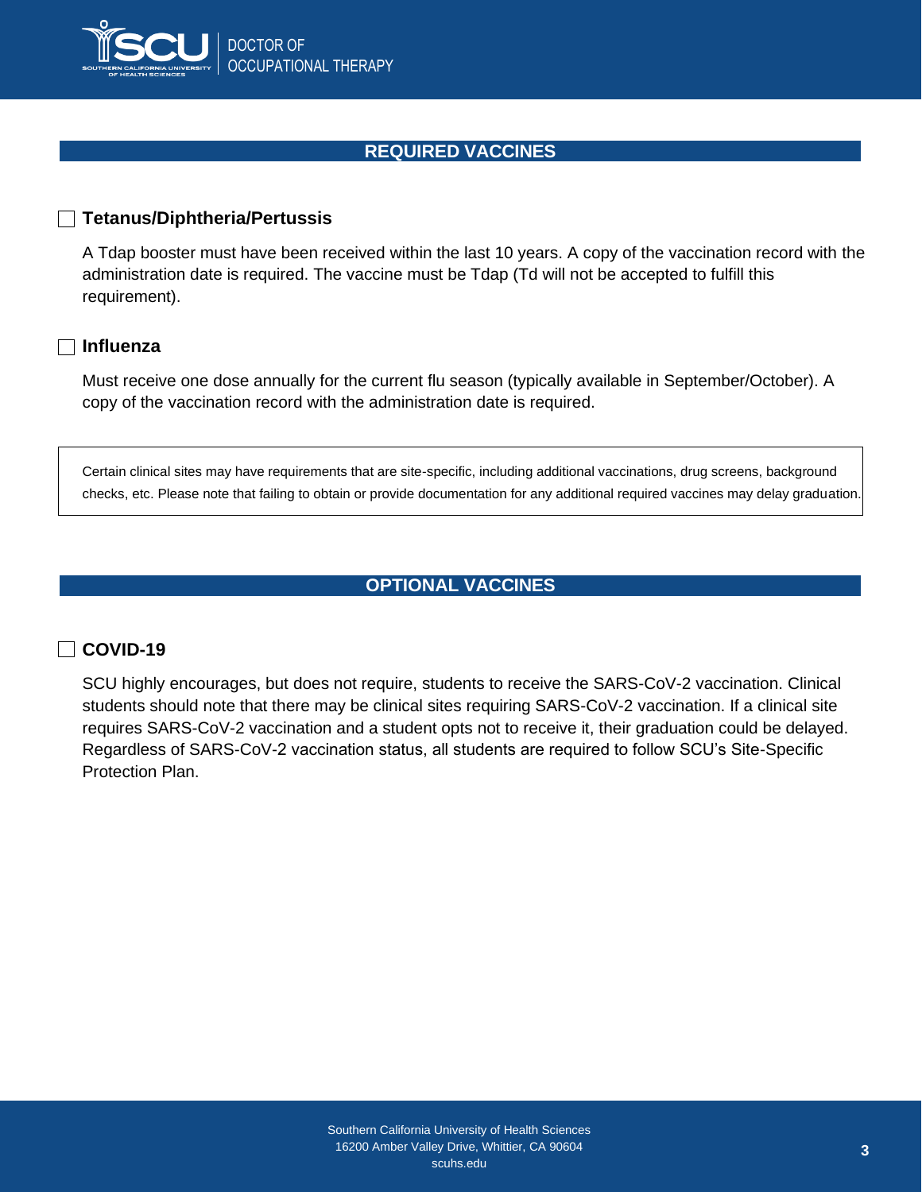## REQUIRED VACCINES

☐ **Tetanus/Diphtheria/Pertussis**

A Tdap booster must have been received within the last 10 years. A copy of the vaccination record with the administration date is required. The vaccine must be Tdap (Td will not be accepted to fulfill this requirement).

☐ **Influenza**

Must receive one dose annually for the current flu season (typically available in September/October). A copy of the vaccination record with the administration date is required.

Certain clinical sites may have requirements that are site-specific, including additional vaccinations, drug screens, background checks, etc. Please note that failing to obtain or provide documentation for any additional required vaccines may delay graduation.

## OPTIONAL VACCINES

☐ **COVID-19**

SCU highly encourages, but does not require, students to receive the SARS-CoV-2 vaccination. Clinical students should note that there may be clinical sites requiring SARS-CoV-2 vaccination. If a clinical site requires SARS-CoV-2 vaccination and a student opts not to receive it, their graduation could be delayed. Regardless of SARS-CoV-2 vaccination status, all students are required to follow SCU's Site-Specific Protection Plan.